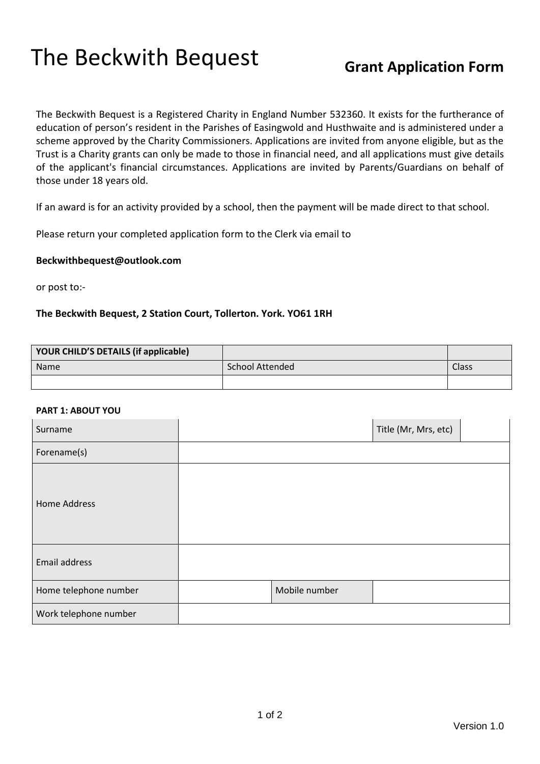# The Beckwith Bequest

## Grant Application Form

The Beckwith Bequest is a Registered Charity in England Number 532360. It exists for the furtherance of education of person's resident in the Parishes of Easingwold and Husthwaite and is administered under a scheme approved by the Charity Commissioners. Applications are invited from anyone eligible, but as the Trust is a Charity grants can only be made to those in financial need, and all applications must give details of the applicant's financial circumstances. Applications are invited by Parents/Guardians on behalf of those under 18 years old.

If an award is for an activity provided by a school, then the payment will be made direct to that school.

Please return your completed application form to the Clerk via email to

**Beckwithbequest@outlook.com**

or post to:-

**The Beckwith Bequest, 2 Station Court, Tollerton. York. YO61 1RH**

| **YOUR CHILD'S DETAILS (if applicable)** | | |
|---|---|---|
| Name | School Attended | Class |
| | | |

**PART 1: ABOUT YOU**

| Surname | | | Title (Mr, Mrs, etc) | |
|---|---|---|---|---|
| Forename(s) | | | | |
| Home Address | | | | |
| Email address | | | | |
| Home telephone number | | Mobile number | | |
| Work telephone number | | | | |

Version 1.0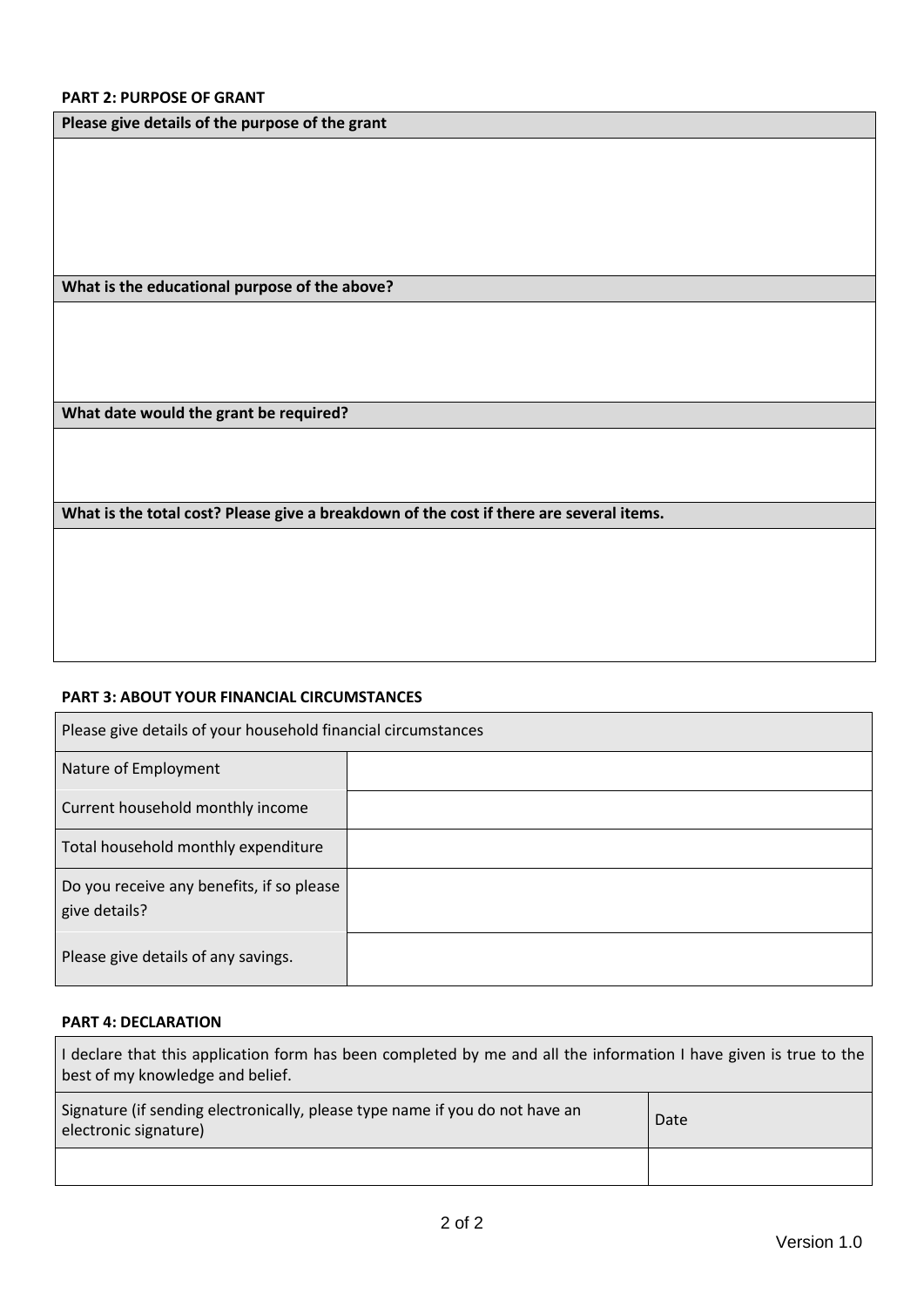**PART 2: PURPOSE OF GRANT**

| |
|---|
| **Please give details of the purpose of the grant** |
| |
| **What is the educational purpose of the above?** |
| |
| **What date would the grant be required?** |
| |
| **What is the total cost? Please give a breakdown of the cost if there are several items.** |
| |

**PART 3: ABOUT YOUR FINANCIAL CIRCUMSTANCES**

| | |
|---|---|
| Please give details of your household financial circumstances | |
| Nature of Employment | |
| Current household monthly income | |
| Total household monthly expenditure | |
| Do you receive any benefits, if so please give details? | |
| Please give details of any savings. | |

**PART 4: DECLARATION**

| | |
|---|---|
| I declare that this application form has been completed by me and all the information I have given is true to the best of my knowledge and belief. | |
| Signature (if sending electronically, please type name if you do not have an electronic signature) | Date |
| | |

Version 1.0